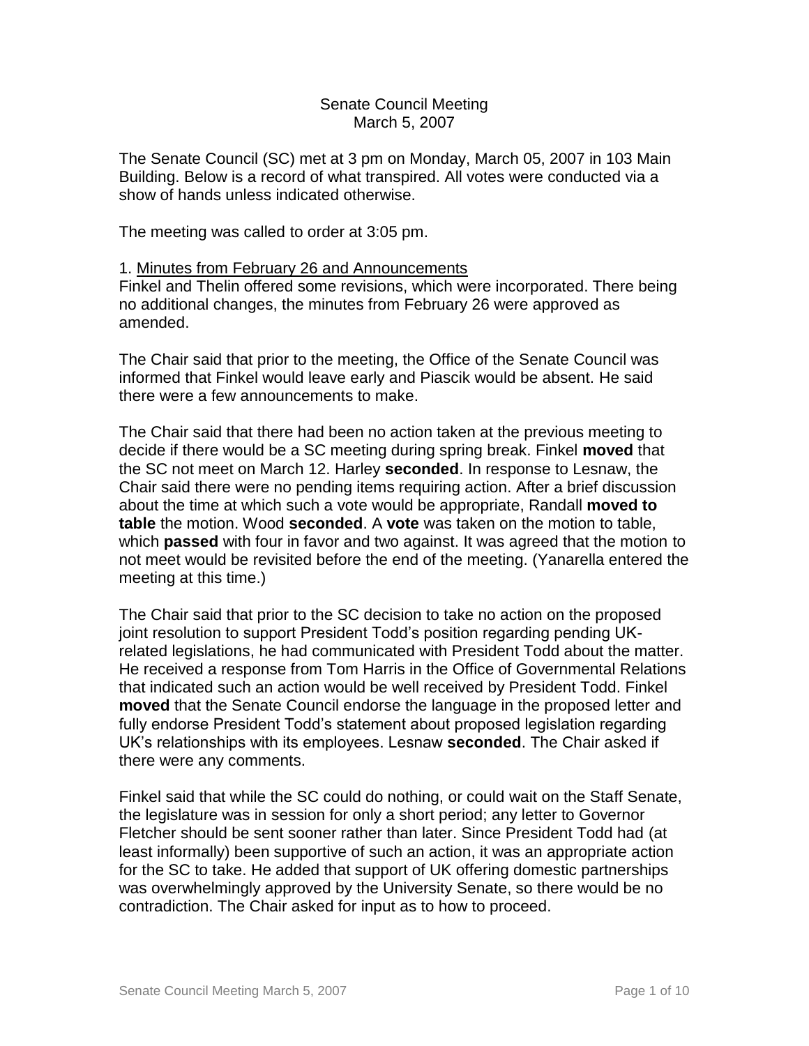Senate Council Meeting
March 5, 2007

The Senate Council (SC) met at 3 pm on Monday, March 05, 2007 in 103 Main Building. Below is a record of what transpired. All votes were conducted via a show of hands unless indicated otherwise.

The meeting was called to order at 3:05 pm.

1. Minutes from February 26 and Announcements
Finkel and Thelin offered some revisions, which were incorporated. There being no additional changes, the minutes from February 26 were approved as amended.

The Chair said that prior to the meeting, the Office of the Senate Council was informed that Finkel would leave early and Piascik would be absent. He said there were a few announcements to make.

The Chair said that there had been no action taken at the previous meeting to decide if there would be a SC meeting during spring break. Finkel **moved** that the SC not meet on March 12. Harley **seconded**. In response to Lesnaw, the Chair said there were no pending items requiring action. After a brief discussion about the time at which such a vote would be appropriate, Randall **moved to table** the motion. Wood **seconded**. A **vote** was taken on the motion to table, which **passed** with four in favor and two against. It was agreed that the motion to not meet would be revisited before the end of the meeting. (Yanarella entered the meeting at this time.)

The Chair said that prior to the SC decision to take no action on the proposed joint resolution to support President Todd's position regarding pending UK-related legislations, he had communicated with President Todd about the matter. He received a response from Tom Harris in the Office of Governmental Relations that indicated such an action would be well received by President Todd. Finkel **moved** that the Senate Council endorse the language in the proposed letter and fully endorse President Todd's statement about proposed legislation regarding UK's relationships with its employees. Lesnaw **seconded**. The Chair asked if there were any comments.

Finkel said that while the SC could do nothing, or could wait on the Staff Senate, the legislature was in session for only a short period; any letter to Governor Fletcher should be sent sooner rather than later. Since President Todd had (at least informally) been supportive of such an action, it was an appropriate action for the SC to take. He added that support of UK offering domestic partnerships was overwhelmingly approved by the University Senate, so there would be no contradiction. The Chair asked for input as to how to proceed.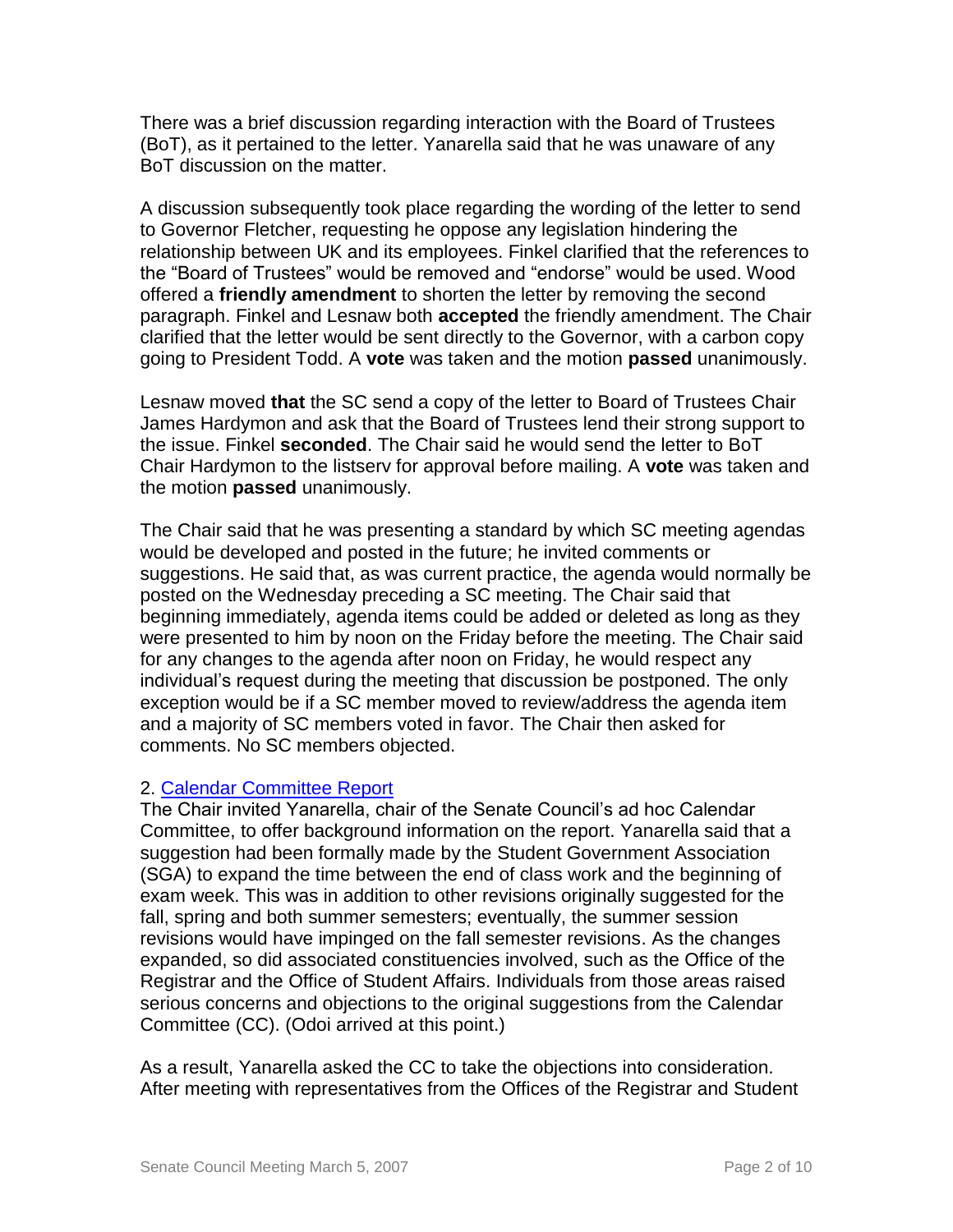There was a brief discussion regarding interaction with the Board of Trustees (BoT), as it pertained to the letter. Yanarella said that he was unaware of any BoT discussion on the matter.

A discussion subsequently took place regarding the wording of the letter to send to Governor Fletcher, requesting he oppose any legislation hindering the relationship between UK and its employees. Finkel clarified that the references to the "Board of Trustees" would be removed and "endorse" would be used. Wood offered a **friendly amendment** to shorten the letter by removing the second paragraph. Finkel and Lesnaw both **accepted** the friendly amendment. The Chair clarified that the letter would be sent directly to the Governor, with a carbon copy going to President Todd. A **vote** was taken and the motion **passed** unanimously.

Lesnaw moved **that** the SC send a copy of the letter to Board of Trustees Chair James Hardymon and ask that the Board of Trustees lend their strong support to the issue. Finkel **seconded**. The Chair said he would send the letter to BoT Chair Hardymon to the listserv for approval before mailing. A **vote** was taken and the motion **passed** unanimously.

The Chair said that he was presenting a standard by which SC meeting agendas would be developed and posted in the future; he invited comments or suggestions. He said that, as was current practice, the agenda would normally be posted on the Wednesday preceding a SC meeting. The Chair said that beginning immediately, agenda items could be added or deleted as long as they were presented to him by noon on the Friday before the meeting. The Chair said for any changes to the agenda after noon on Friday, he would respect any individual's request during the meeting that discussion be postponed. The only exception would be if a SC member moved to review/address the agenda item and a majority of SC members voted in favor. The Chair then asked for comments. No SC members objected.

2. [Calendar Committee Report]

The Chair invited Yanarella, chair of the Senate Council's ad hoc Calendar Committee, to offer background information on the report. Yanarella said that a suggestion had been formally made by the Student Government Association (SGA) to expand the time between the end of class work and the beginning of exam week. This was in addition to other revisions originally suggested for the fall, spring and both summer semesters; eventually, the summer session revisions would have impinged on the fall semester revisions. As the changes expanded, so did associated constituencies involved, such as the Office of the Registrar and the Office of Student Affairs. Individuals from those areas raised serious concerns and objections to the original suggestions from the Calendar Committee (CC). (Odoi arrived at this point.)

As a result, Yanarella asked the CC to take the objections into consideration. After meeting with representatives from the Offices of the Registrar and Student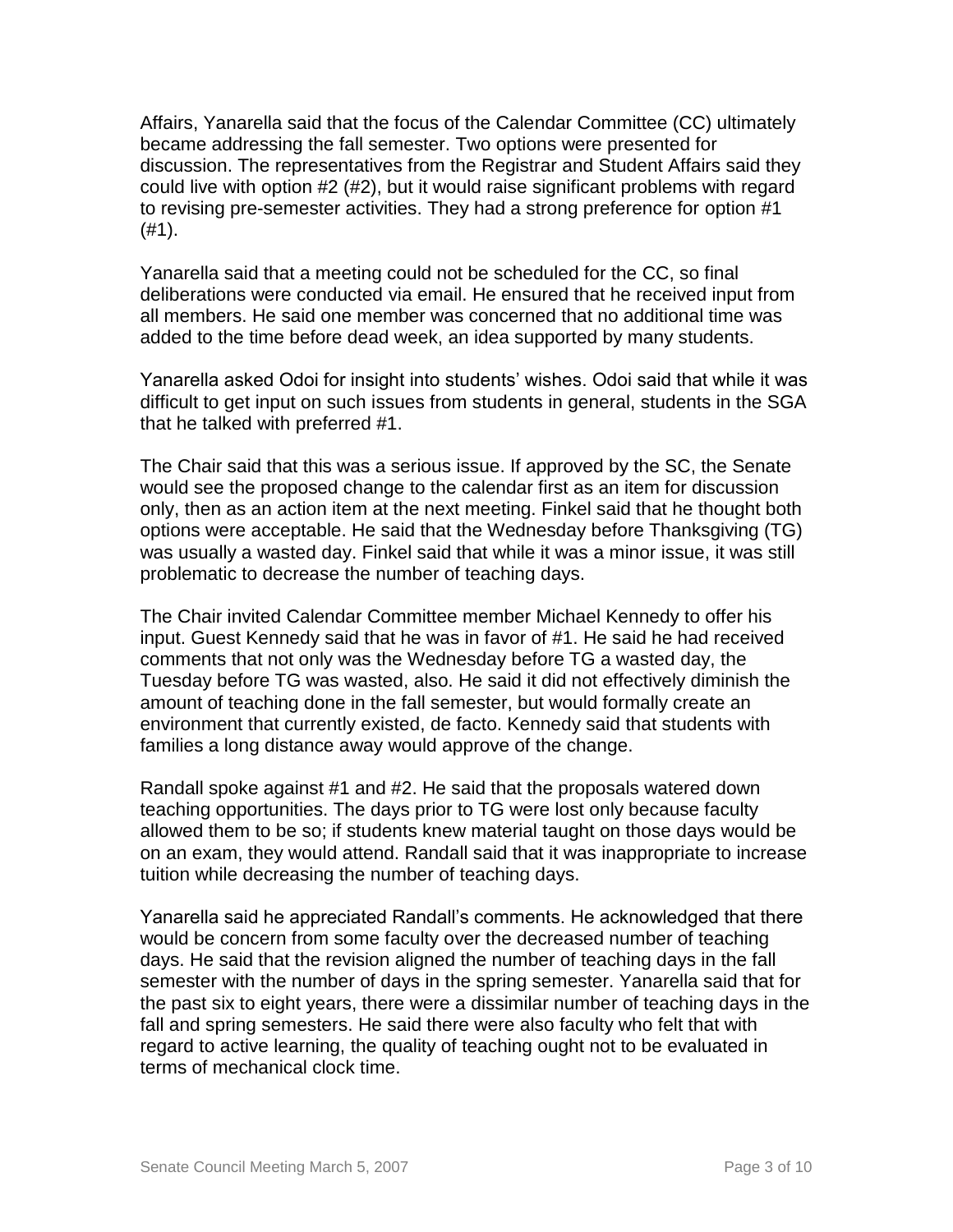Affairs, Yanarella said that the focus of the Calendar Committee (CC) ultimately became addressing the fall semester. Two options were presented for discussion. The representatives from the Registrar and Student Affairs said they could live with option #2 (#2), but it would raise significant problems with regard to revising pre-semester activities. They had a strong preference for option #1 (#1).

Yanarella said that a meeting could not be scheduled for the CC, so final deliberations were conducted via email. He ensured that he received input from all members. He said one member was concerned that no additional time was added to the time before dead week, an idea supported by many students.

Yanarella asked Odoi for insight into students' wishes. Odoi said that while it was difficult to get input on such issues from students in general, students in the SGA that he talked with preferred #1.

The Chair said that this was a serious issue. If approved by the SC, the Senate would see the proposed change to the calendar first as an item for discussion only, then as an action item at the next meeting. Finkel said that he thought both options were acceptable. He said that the Wednesday before Thanksgiving (TG) was usually a wasted day. Finkel said that while it was a minor issue, it was still problematic to decrease the number of teaching days.

The Chair invited Calendar Committee member Michael Kennedy to offer his input. Guest Kennedy said that he was in favor of #1. He said he had received comments that not only was the Wednesday before TG a wasted day, the Tuesday before TG was wasted, also. He said it did not effectively diminish the amount of teaching done in the fall semester, but would formally create an environment that currently existed, de facto. Kennedy said that students with families a long distance away would approve of the change.

Randall spoke against #1 and #2. He said that the proposals watered down teaching opportunities. The days prior to TG were lost only because faculty allowed them to be so; if students knew material taught on those days would be on an exam, they would attend. Randall said that it was inappropriate to increase tuition while decreasing the number of teaching days.

Yanarella said he appreciated Randall's comments. He acknowledged that there would be concern from some faculty over the decreased number of teaching days. He said that the revision aligned the number of teaching days in the fall semester with the number of days in the spring semester. Yanarella said that for the past six to eight years, there were a dissimilar number of teaching days in the fall and spring semesters. He said there were also faculty who felt that with regard to active learning, the quality of teaching ought not to be evaluated in terms of mechanical clock time.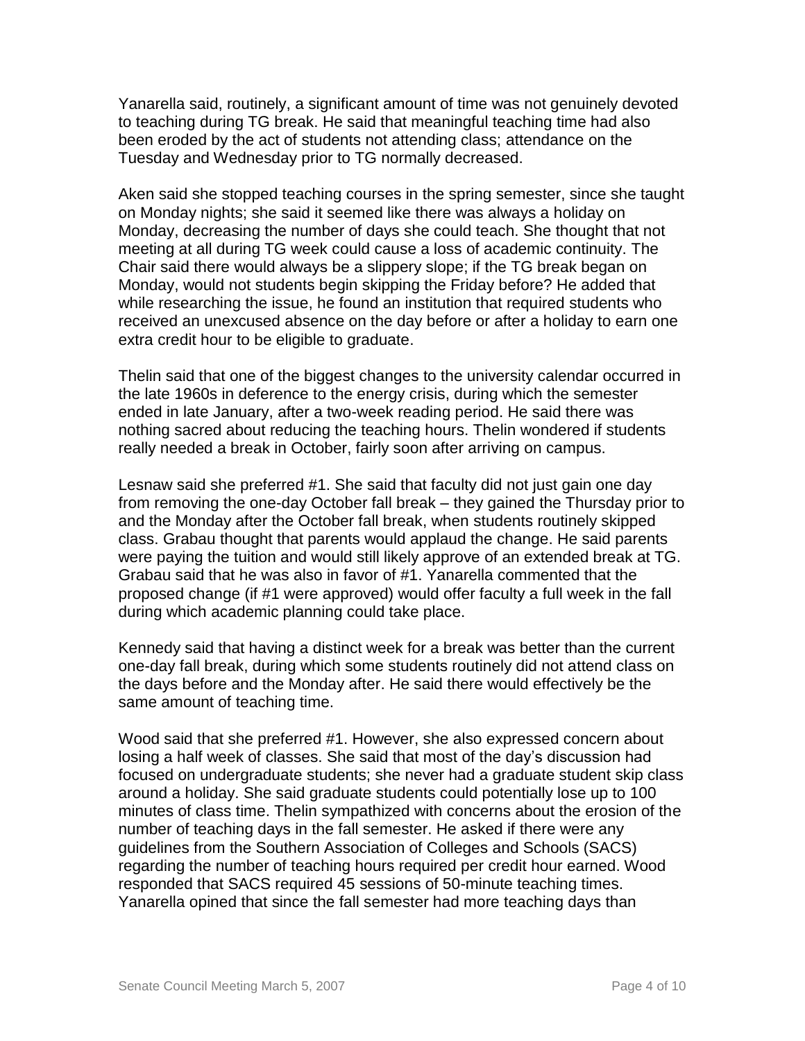Yanarella said, routinely, a significant amount of time was not genuinely devoted to teaching during TG break. He said that meaningful teaching time had also been eroded by the act of students not attending class; attendance on the Tuesday and Wednesday prior to TG normally decreased.

Aken said she stopped teaching courses in the spring semester, since she taught on Monday nights; she said it seemed like there was always a holiday on Monday, decreasing the number of days she could teach. She thought that not meeting at all during TG week could cause a loss of academic continuity. The Chair said there would always be a slippery slope; if the TG break began on Monday, would not students begin skipping the Friday before? He added that while researching the issue, he found an institution that required students who received an unexcused absence on the day before or after a holiday to earn one extra credit hour to be eligible to graduate.

Thelin said that one of the biggest changes to the university calendar occurred in the late 1960s in deference to the energy crisis, during which the semester ended in late January, after a two-week reading period. He said there was nothing sacred about reducing the teaching hours. Thelin wondered if students really needed a break in October, fairly soon after arriving on campus.

Lesnaw said she preferred #1. She said that faculty did not just gain one day from removing the one-day October fall break – they gained the Thursday prior to and the Monday after the October fall break, when students routinely skipped class. Grabau thought that parents would applaud the change. He said parents were paying the tuition and would still likely approve of an extended break at TG. Grabau said that he was also in favor of #1. Yanarella commented that the proposed change (if #1 were approved) would offer faculty a full week in the fall during which academic planning could take place.

Kennedy said that having a distinct week for a break was better than the current one-day fall break, during which some students routinely did not attend class on the days before and the Monday after. He said there would effectively be the same amount of teaching time.

Wood said that she preferred #1. However, she also expressed concern about losing a half week of classes. She said that most of the day's discussion had focused on undergraduate students; she never had a graduate student skip class around a holiday. She said graduate students could potentially lose up to 100 minutes of class time. Thelin sympathized with concerns about the erosion of the number of teaching days in the fall semester. He asked if there were any guidelines from the Southern Association of Colleges and Schools (SACS) regarding the number of teaching hours required per credit hour earned. Wood responded that SACS required 45 sessions of 50-minute teaching times. Yanarella opined that since the fall semester had more teaching days than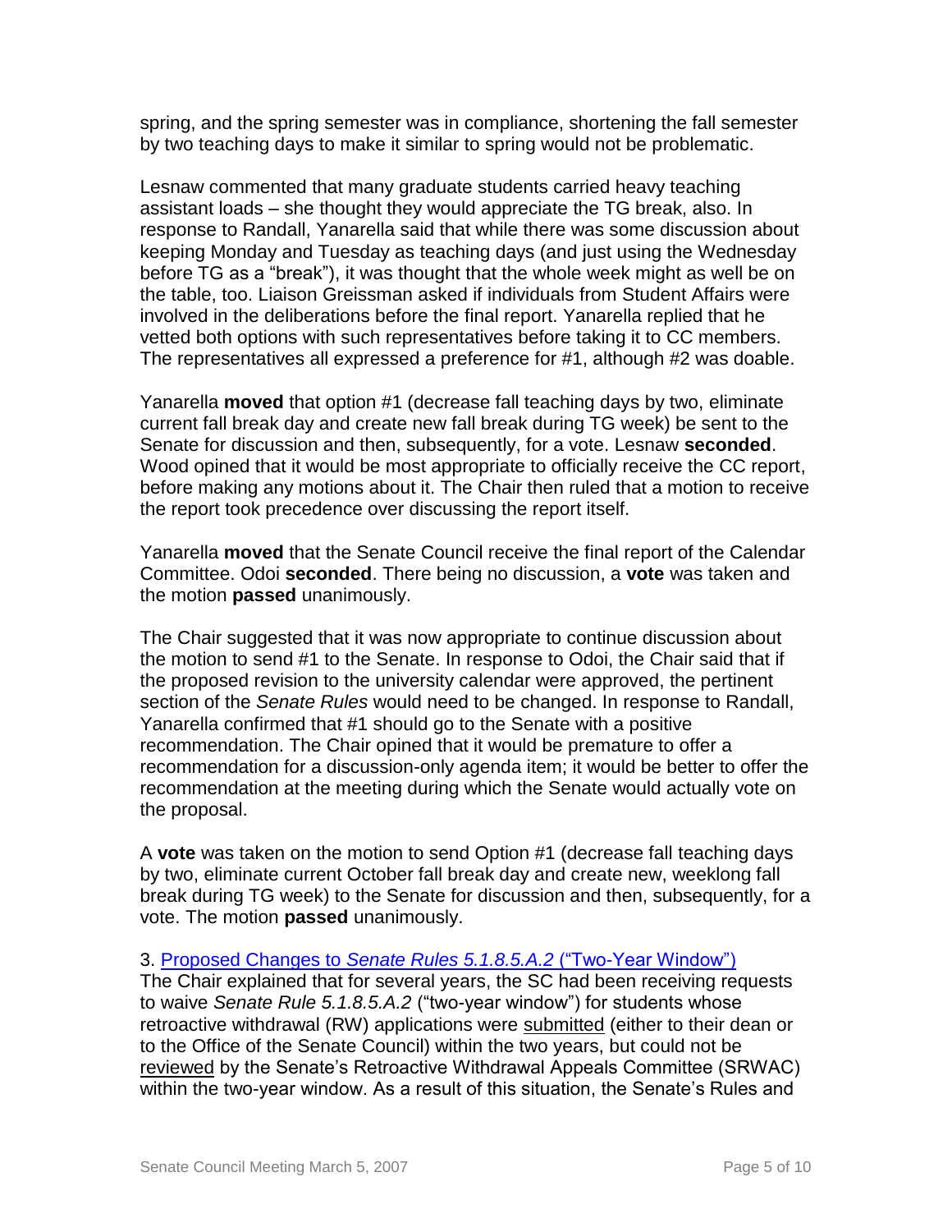spring, and the spring semester was in compliance, shortening the fall semester by two teaching days to make it similar to spring would not be problematic.

Lesnaw commented that many graduate students carried heavy teaching assistant loads – she thought they would appreciate the TG break, also. In response to Randall, Yanarella said that while there was some discussion about keeping Monday and Tuesday as teaching days (and just using the Wednesday before TG as a "break"), it was thought that the whole week might as well be on the table, too. Liaison Greissman asked if individuals from Student Affairs were involved in the deliberations before the final report. Yanarella replied that he vetted both options with such representatives before taking it to CC members. The representatives all expressed a preference for #1, although #2 was doable.

Yanarella **moved** that option #1 (decrease fall teaching days by two, eliminate current fall break day and create new fall break during TG week) be sent to the Senate for discussion and then, subsequently, for a vote. Lesnaw **seconded**. Wood opined that it would be most appropriate to officially receive the CC report, before making any motions about it. The Chair then ruled that a motion to receive the report took precedence over discussing the report itself.

Yanarella **moved** that the Senate Council receive the final report of the Calendar Committee. Odoi **seconded**. There being no discussion, a **vote** was taken and the motion **passed** unanimously.

The Chair suggested that it was now appropriate to continue discussion about the motion to send #1 to the Senate. In response to Odoi, the Chair said that if the proposed revision to the university calendar were approved, the pertinent section of the *Senate Rules* would need to be changed. In response to Randall, Yanarella confirmed that #1 should go to the Senate with a positive recommendation. The Chair opined that it would be premature to offer a recommendation for a discussion-only agenda item; it would be better to offer the recommendation at the meeting during which the Senate would actually vote on the proposal.

A **vote** was taken on the motion to send Option #1 (decrease fall teaching days by two, eliminate current October fall break day and create new, weeklong fall break during TG week) to the Senate for discussion and then, subsequently, for a vote. The motion **passed** unanimously.

3. Proposed Changes to *Senate Rules 5.1.8.5.A.2* ("Two-Year Window")

The Chair explained that for several years, the SC had been receiving requests to waive *Senate Rule 5.1.8.5.A.2* ("two-year window") for students whose retroactive withdrawal (RW) applications were submitted (either to their dean or to the Office of the Senate Council) within the two years, but could not be reviewed by the Senate's Retroactive Withdrawal Appeals Committee (SRWAC) within the two-year window. As a result of this situation, the Senate's Rules and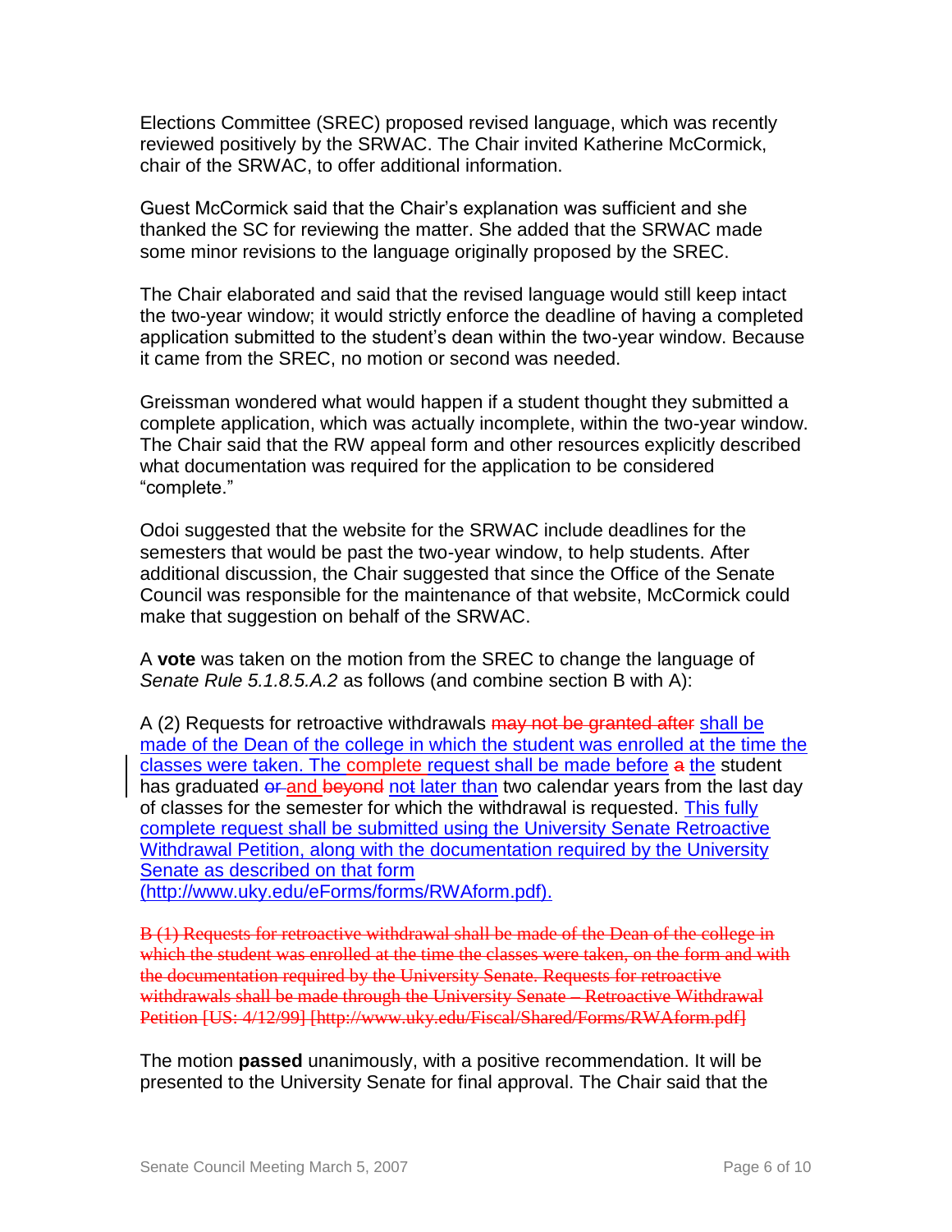Elections Committee (SREC) proposed revised language, which was recently reviewed positively by the SRWAC. The Chair invited Katherine McCormick, chair of the SRWAC, to offer additional information.

Guest McCormick said that the Chair's explanation was sufficient and she thanked the SC for reviewing the matter. She added that the SRWAC made some minor revisions to the language originally proposed by the SREC.

The Chair elaborated and said that the revised language would still keep intact the two-year window; it would strictly enforce the deadline of having a completed application submitted to the student's dean within the two-year window. Because it came from the SREC, no motion or second was needed.

Greissman wondered what would happen if a student thought they submitted a complete application, which was actually incomplete, within the two-year window. The Chair said that the RW appeal form and other resources explicitly described what documentation was required for the application to be considered "complete."

Odoi suggested that the website for the SRWAC include deadlines for the semesters that would be past the two-year window, to help students. After additional discussion, the Chair suggested that since the Office of the Senate Council was responsible for the maintenance of that website, McCormick could make that suggestion on behalf of the SRWAC.

A **vote** was taken on the motion from the SREC to change the language of *Senate Rule 5.1.8.5.A.2* as follows (and combine section B with A):

A (2) Requests for retroactive withdrawals ~~may not be granted after~~ <u>shall be made of the Dean of the college in which the student was enrolled at the time the classes were taken. The complete request shall be made before</u> ~~a~~ <u>the</u> student has graduated ~~or~~ <u>and</u> ~~beyond~~ <u>not later than</u> two calendar years from the last day of classes for the semester for which the withdrawal is requested. <u>This fully complete request shall be submitted using the University Senate Retroactive Withdrawal Petition, along with the documentation required by the University Senate as described on that form (http://www.uky.edu/eForms/forms/RWAform.pdf).</u>

~~B (1) Requests for retroactive withdrawal shall be made of the Dean of the college in which the student was enrolled at the time the classes were taken, on the form and with the documentation required by the University Senate. Requests for retroactive withdrawals shall be made through the University Senate – Retroactive Withdrawal Petition [US: 4/12/99] [http://www.uky.edu/Fiscal/Shared/Forms/RWAform.pdf]~~

The motion **passed** unanimously, with a positive recommendation. It will be presented to the University Senate for final approval. The Chair said that the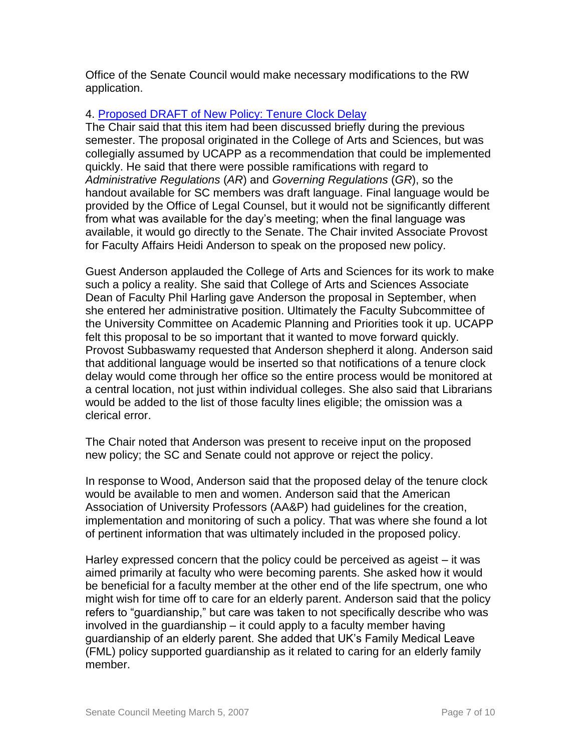Office of the Senate Council would make necessary modifications to the RW application.

4. [Proposed DRAFT of New Policy: Tenure Clock Delay]()

The Chair said that this item had been discussed briefly during the previous semester. The proposal originated in the College of Arts and Sciences, but was collegially assumed by UCAPP as a recommendation that could be implemented quickly. He said that there were possible ramifications with regard to *Administrative Regulations* (*AR*) and *Governing Regulations* (*GR*), so the handout available for SC members was draft language. Final language would be provided by the Office of Legal Counsel, but it would not be significantly different from what was available for the day's meeting; when the final language was available, it would go directly to the Senate. The Chair invited Associate Provost for Faculty Affairs Heidi Anderson to speak on the proposed new policy.

Guest Anderson applauded the College of Arts and Sciences for its work to make such a policy a reality. She said that College of Arts and Sciences Associate Dean of Faculty Phil Harling gave Anderson the proposal in September, when she entered her administrative position. Ultimately the Faculty Subcommittee of the University Committee on Academic Planning and Priorities took it up. UCAPP felt this proposal to be so important that it wanted to move forward quickly. Provost Subbaswamy requested that Anderson shepherd it along. Anderson said that additional language would be inserted so that notifications of a tenure clock delay would come through her office so the entire process would be monitored at a central location, not just within individual colleges. She also said that Librarians would be added to the list of those faculty lines eligible; the omission was a clerical error.

The Chair noted that Anderson was present to receive input on the proposed new policy; the SC and Senate could not approve or reject the policy.

In response to Wood, Anderson said that the proposed delay of the tenure clock would be available to men and women. Anderson said that the American Association of University Professors (AA&P) had guidelines for the creation, implementation and monitoring of such a policy. That was where she found a lot of pertinent information that was ultimately included in the proposed policy.

Harley expressed concern that the policy could be perceived as ageist – it was aimed primarily at faculty who were becoming parents. She asked how it would be beneficial for a faculty member at the other end of the life spectrum, one who might wish for time off to care for an elderly parent. Anderson said that the policy refers to "guardianship," but care was taken to not specifically describe who was involved in the guardianship – it could apply to a faculty member having guardianship of an elderly parent. She added that UK's Family Medical Leave (FML) policy supported guardianship as it related to caring for an elderly family member.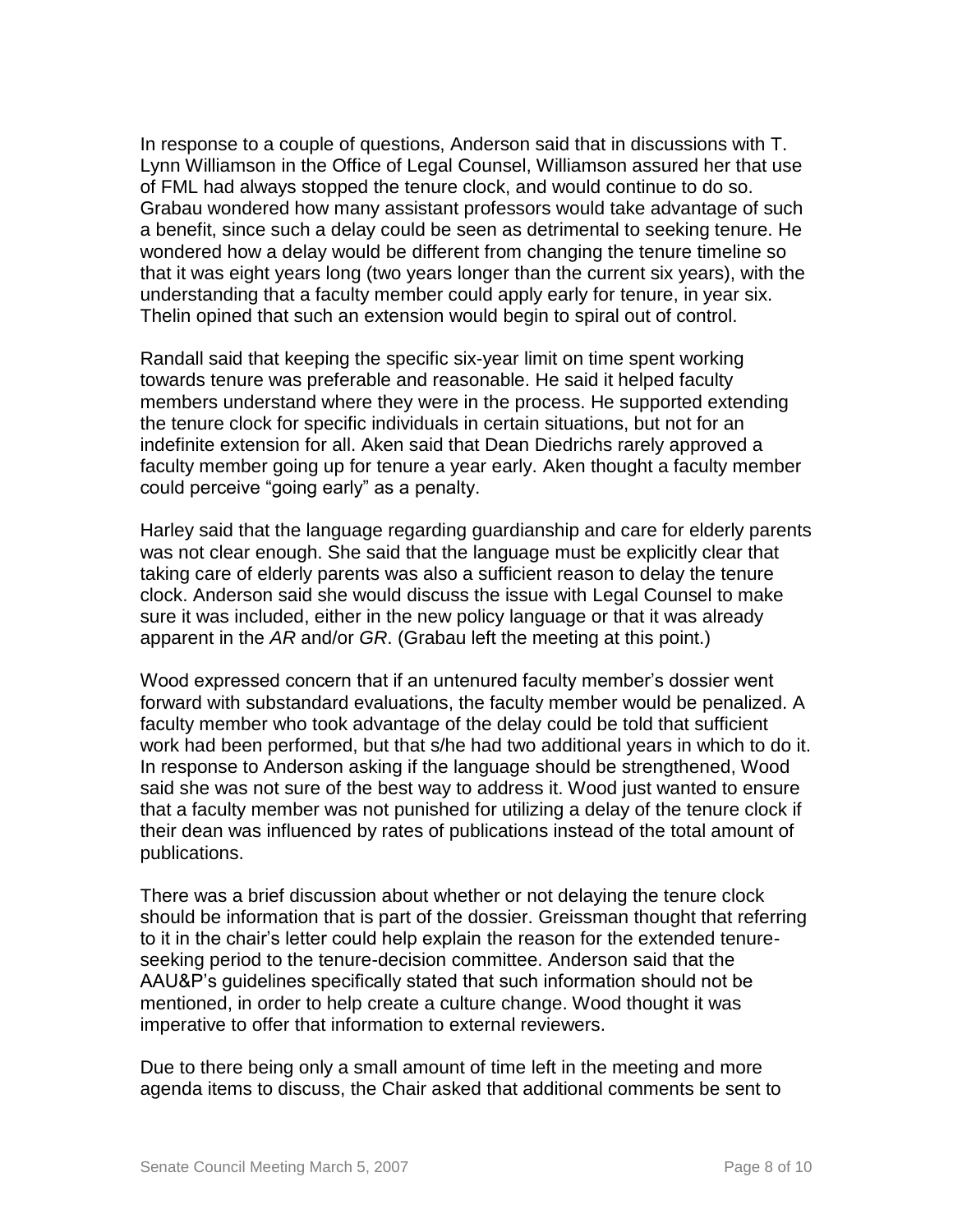In response to a couple of questions, Anderson said that in discussions with T. Lynn Williamson in the Office of Legal Counsel, Williamson assured her that use of FML had always stopped the tenure clock, and would continue to do so. Grabau wondered how many assistant professors would take advantage of such a benefit, since such a delay could be seen as detrimental to seeking tenure. He wondered how a delay would be different from changing the tenure timeline so that it was eight years long (two years longer than the current six years), with the understanding that a faculty member could apply early for tenure, in year six. Thelin opined that such an extension would begin to spiral out of control.

Randall said that keeping the specific six-year limit on time spent working towards tenure was preferable and reasonable. He said it helped faculty members understand where they were in the process. He supported extending the tenure clock for specific individuals in certain situations, but not for an indefinite extension for all. Aken said that Dean Diedrichs rarely approved a faculty member going up for tenure a year early. Aken thought a faculty member could perceive "going early" as a penalty.

Harley said that the language regarding guardianship and care for elderly parents was not clear enough. She said that the language must be explicitly clear that taking care of elderly parents was also a sufficient reason to delay the tenure clock. Anderson said she would discuss the issue with Legal Counsel to make sure it was included, either in the new policy language or that it was already apparent in the *AR* and/or *GR*. (Grabau left the meeting at this point.)

Wood expressed concern that if an untenured faculty member's dossier went forward with substandard evaluations, the faculty member would be penalized. A faculty member who took advantage of the delay could be told that sufficient work had been performed, but that s/he had two additional years in which to do it. In response to Anderson asking if the language should be strengthened, Wood said she was not sure of the best way to address it. Wood just wanted to ensure that a faculty member was not punished for utilizing a delay of the tenure clock if their dean was influenced by rates of publications instead of the total amount of publications.

There was a brief discussion about whether or not delaying the tenure clock should be information that is part of the dossier. Greissman thought that referring to it in the chair's letter could help explain the reason for the extended tenure-seeking period to the tenure-decision committee. Anderson said that the AAU&P's guidelines specifically stated that such information should not be mentioned, in order to help create a culture change. Wood thought it was imperative to offer that information to external reviewers.

Due to there being only a small amount of time left in the meeting and more agenda items to discuss, the Chair asked that additional comments be sent to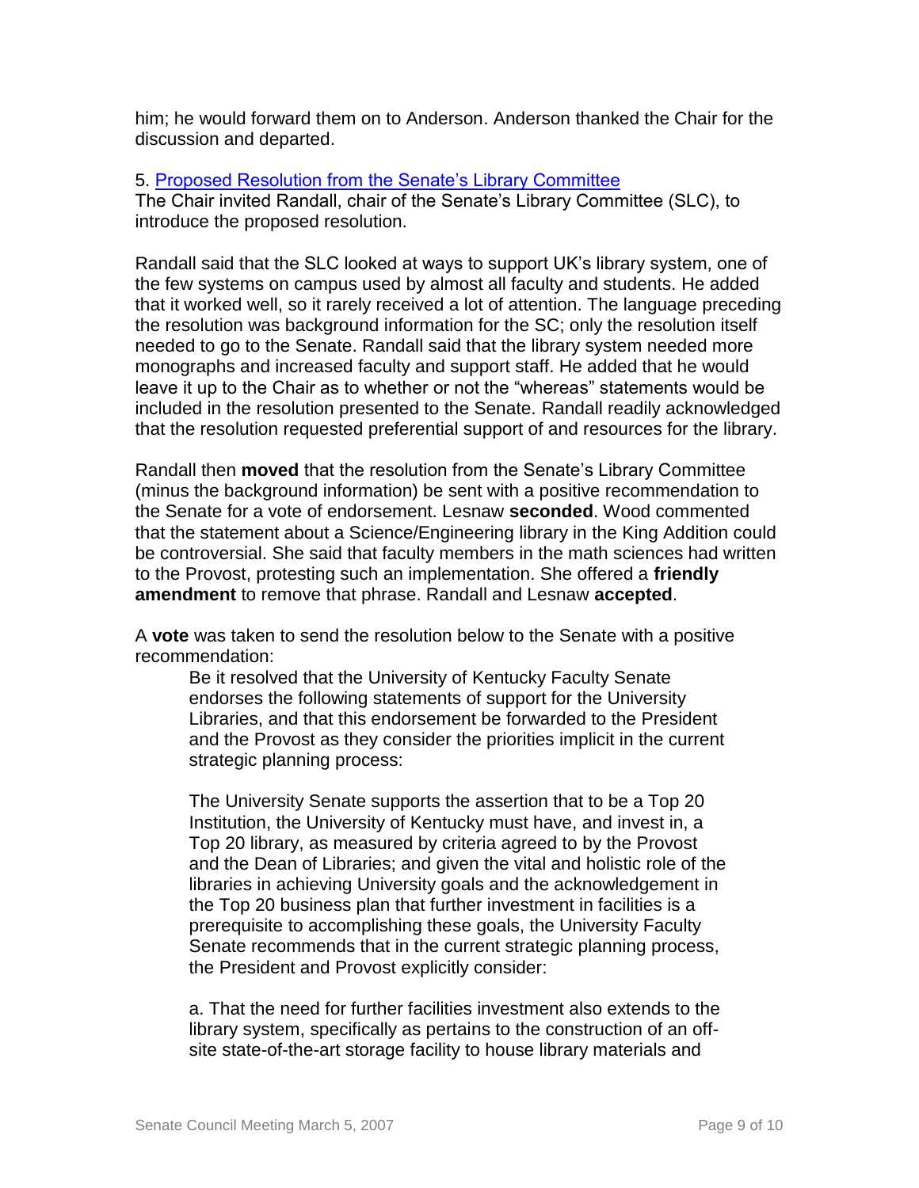him; he would forward them on to Anderson. Anderson thanked the Chair for the discussion and departed.

5. [Proposed Resolution from the Senate's Library Committee]

The Chair invited Randall, chair of the Senate's Library Committee (SLC), to introduce the proposed resolution.

Randall said that the SLC looked at ways to support UK's library system, one of the few systems on campus used by almost all faculty and students. He added that it worked well, so it rarely received a lot of attention. The language preceding the resolution was background information for the SC; only the resolution itself needed to go to the Senate. Randall said that the library system needed more monographs and increased faculty and support staff. He added that he would leave it up to the Chair as to whether or not the "whereas" statements would be included in the resolution presented to the Senate. Randall readily acknowledged that the resolution requested preferential support of and resources for the library.

Randall then **moved** that the resolution from the Senate's Library Committee (minus the background information) be sent with a positive recommendation to the Senate for a vote of endorsement. Lesnaw **seconded**. Wood commented that the statement about a Science/Engineering library in the King Addition could be controversial. She said that faculty members in the math sciences had written to the Provost, protesting such an implementation. She offered a **friendly amendment** to remove that phrase. Randall and Lesnaw **accepted**.

A **vote** was taken to send the resolution below to the Senate with a positive recommendation:

> Be it resolved that the University of Kentucky Faculty Senate endorses the following statements of support for the University Libraries, and that this endorsement be forwarded to the President and the Provost as they consider the priorities implicit in the current strategic planning process:
>
> The University Senate supports the assertion that to be a Top 20 Institution, the University of Kentucky must have, and invest in, a Top 20 library, as measured by criteria agreed to by the Provost and the Dean of Libraries; and given the vital and holistic role of the libraries in achieving University goals and the acknowledgement in the Top 20 business plan that further investment in facilities is a prerequisite to accomplishing these goals, the University Faculty Senate recommends that in the current strategic planning process, the President and Provost explicitly consider:
>
> a. That the need for further facilities investment also extends to the library system, specifically as pertains to the construction of an off-site state-of-the-art storage facility to house library materials and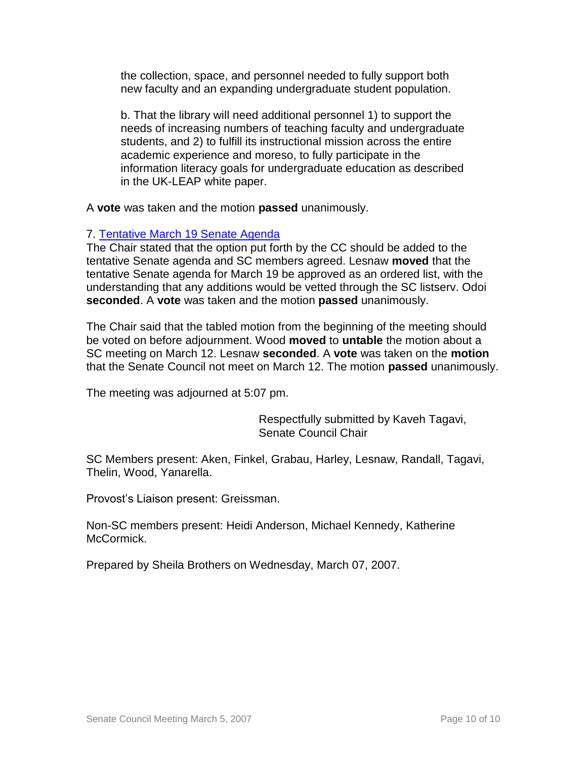the collection, space, and personnel needed to fully support both new faculty and an expanding undergraduate student population.

b. That the library will need additional personnel 1) to support the needs of increasing numbers of teaching faculty and undergraduate students, and 2) to fulfill its instructional mission across the entire academic experience and moreso, to fully participate in the information literacy goals for undergraduate education as described in the UK-LEAP white paper.

A **vote** was taken and the motion **passed** unanimously.

7. Tentative March 19 Senate Agenda

The Chair stated that the option put forth by the CC should be added to the tentative Senate agenda and SC members agreed. Lesnaw **moved** that the tentative Senate agenda for March 19 be approved as an ordered list, with the understanding that any additions would be vetted through the SC listserv. Odoi **seconded**. A **vote** was taken and the motion **passed** unanimously.

The Chair said that the tabled motion from the beginning of the meeting should be voted on before adjournment. Wood **moved** to **untable** the motion about a SC meeting on March 12. Lesnaw **seconded**. A **vote** was taken on the **motion** that the Senate Council not meet on March 12. The motion **passed** unanimously.

The meeting was adjourned at 5:07 pm.

Respectfully submitted by Kaveh Tagavi,
Senate Council Chair

SC Members present: Aken, Finkel, Grabau, Harley, Lesnaw, Randall, Tagavi, Thelin, Wood, Yanarella.

Provost's Liaison present: Greissman.

Non-SC members present: Heidi Anderson, Michael Kennedy, Katherine McCormick.

Prepared by Sheila Brothers on Wednesday, March 07, 2007.